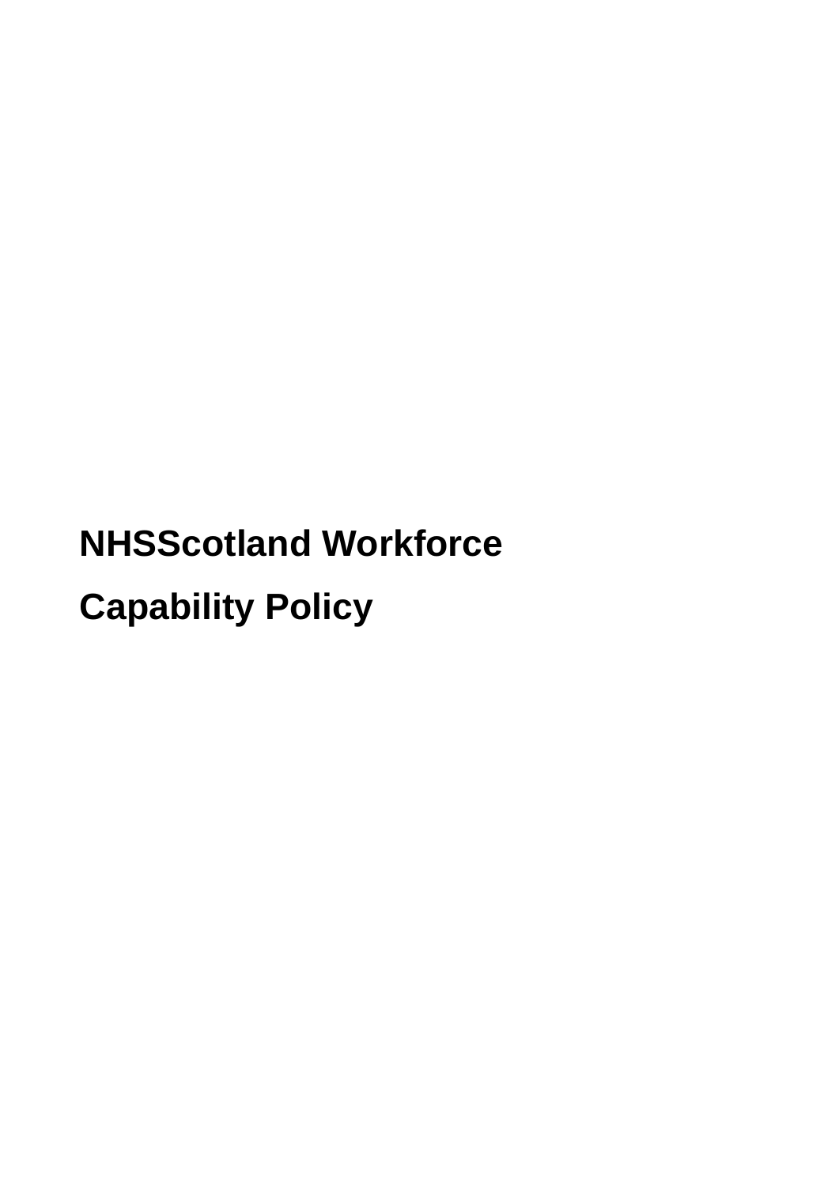# NHSScotland Workforce

# Capability Policy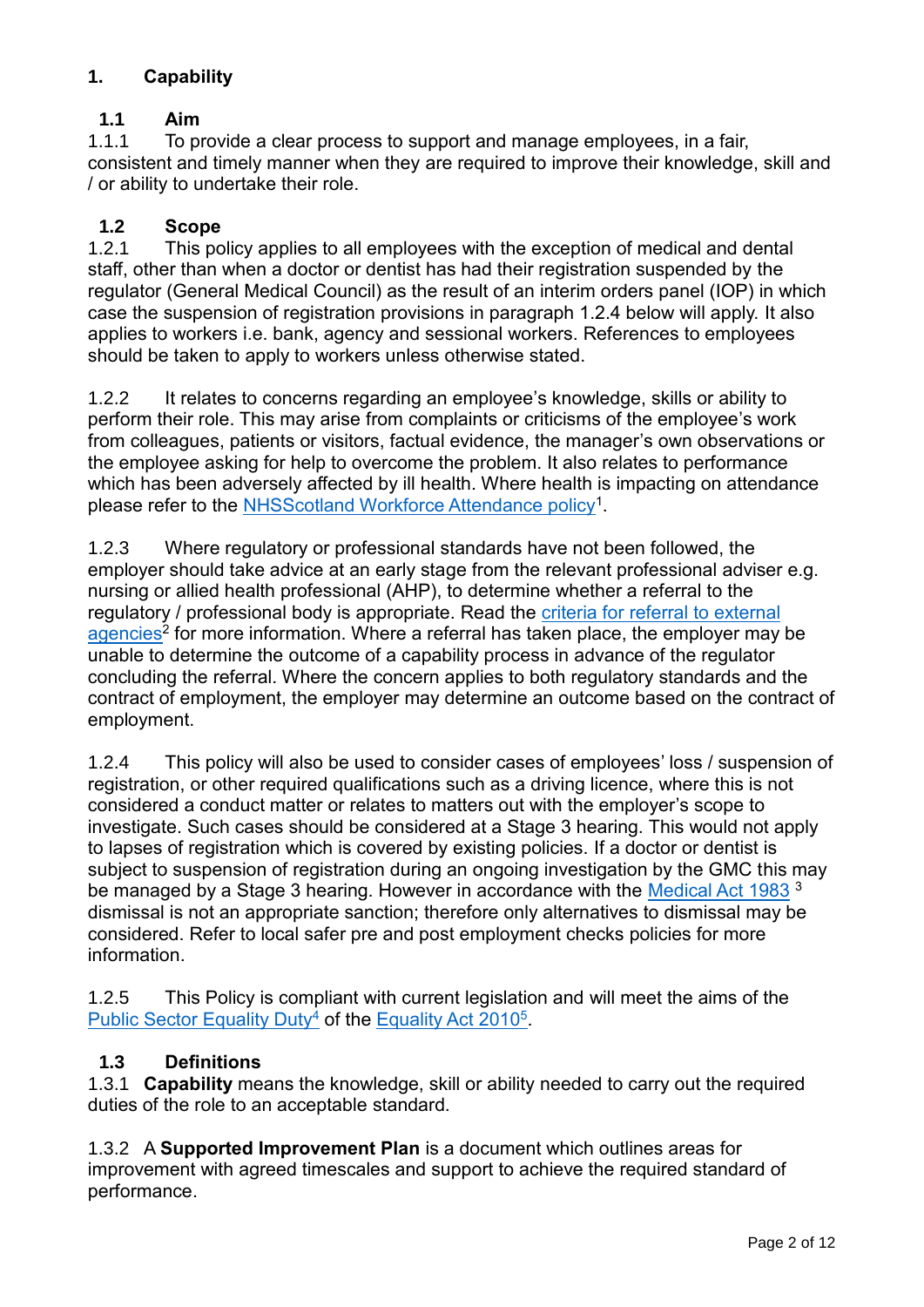# 1. Capability

## 1.1 Aim

1.1.1 To provide a clear process to support and manage employees, in a fair, consistent and timely manner when they are required to improve their knowledge, skill and / or ability to undertake their role.

## 1.2 Scope

1.2.1 This policy applies to all employees with the exception of medical and dental staff, other than when a doctor or dentist has had their registration suspended by the regulator (General Medical Council) as the result of an interim orders panel (IOP) in which case the suspension of registration provisions in paragraph 1.2.4 below will apply. It also applies to workers i.e. bank, agency and sessional workers. References to employees should be taken to apply to workers unless otherwise stated.

1.2.2 It relates to concerns regarding an employee's knowledge, skills or ability to perform their role. This may arise from complaints or criticisms of the employee's work from colleagues, patients or visitors, factual evidence, the manager's own observations or the employee asking for help to overcome the problem. It also relates to performance which has been adversely affected by ill health. Where health is impacting on attendance please refer to the NHSScotland Workforce Attendance policy[1].

1.2.3 Where regulatory or professional standards have not been followed, the employer should take advice at an early stage from the relevant professional adviser e.g. nursing or allied health professional (AHP), to determine whether a referral to the regulatory / professional body is appropriate. Read the criteria for referral to external agencies[2] for more information. Where a referral has taken place, the employer may be unable to determine the outcome of a capability process in advance of the regulator concluding the referral. Where the concern applies to both regulatory standards and the contract of employment, the employer may determine an outcome based on the contract of employment.

1.2.4 This policy will also be used to consider cases of employees' loss / suspension of registration, or other required qualifications such as a driving licence, where this is not considered a conduct matter or relates to matters out with the employer's scope to investigate. Such cases should be considered at a Stage 3 hearing. This would not apply to lapses of registration which is covered by existing policies. If a doctor or dentist is subject to suspension of registration during an ongoing investigation by the GMC this may be managed by a Stage 3 hearing. However in accordance with the Medical Act 1983 [3] dismissal is not an appropriate sanction; therefore only alternatives to dismissal may be considered. Refer to local safer pre and post employment checks policies for more information.

1.2.5 This Policy is compliant with current legislation and will meet the aims of the Public Sector Equality Duty[4] of the Equality Act 2010[5].

## 1.3 Definitions

1.3.1 **Capability** means the knowledge, skill or ability needed to carry out the required duties of the role to an acceptable standard.

1.3.2 A **Supported Improvement Plan** is a document which outlines areas for improvement with agreed timescales and support to achieve the required standard of performance.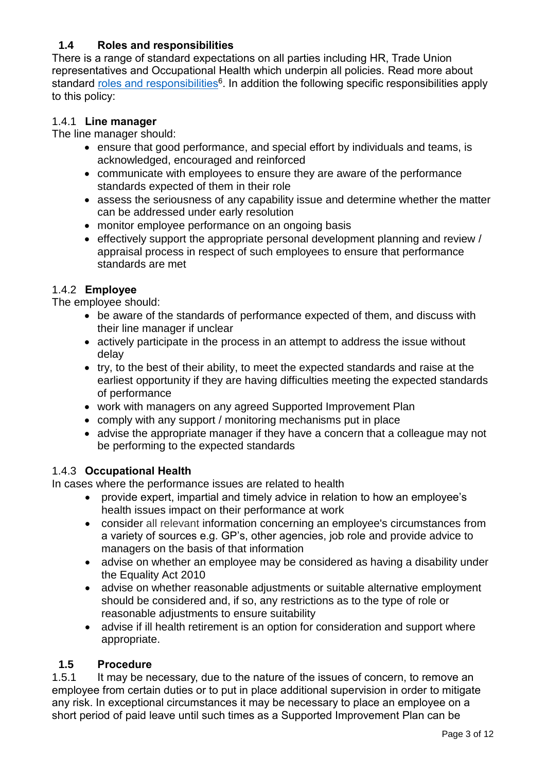## 1.4 Roles and responsibilities

There is a range of standard expectations on all parties including HR, Trade Union representatives and Occupational Health which underpin all policies. Read more about standard roles and responsibilities[6]. In addition the following specific responsibilities apply to this policy:

### 1.4.1 Line manager

The line manager should:

- ensure that good performance, and special effort by individuals and teams, is acknowledged, encouraged and reinforced
- communicate with employees to ensure they are aware of the performance standards expected of them in their role
- assess the seriousness of any capability issue and determine whether the matter can be addressed under early resolution
- monitor employee performance on an ongoing basis
- effectively support the appropriate personal development planning and review / appraisal process in respect of such employees to ensure that performance standards are met

### 1.4.2 Employee

The employee should:

- be aware of the standards of performance expected of them, and discuss with their line manager if unclear
- actively participate in the process in an attempt to address the issue without delay
- try, to the best of their ability, to meet the expected standards and raise at the earliest opportunity if they are having difficulties meeting the expected standards of performance
- work with managers on any agreed Supported Improvement Plan
- comply with any support / monitoring mechanisms put in place
- advise the appropriate manager if they have a concern that a colleague may not be performing to the expected standards

### 1.4.3 Occupational Health

In cases where the performance issues are related to health

- provide expert, impartial and timely advice in relation to how an employee's health issues impact on their performance at work
- consider all relevant information concerning an employee's circumstances from a variety of sources e.g. GP's, other agencies, job role and provide advice to managers on the basis of that information
- advise on whether an employee may be considered as having a disability under the Equality Act 2010
- advise on whether reasonable adjustments or suitable alternative employment should be considered and, if so, any restrictions as to the type of role or reasonable adjustments to ensure suitability
- advise if ill health retirement is an option for consideration and support where appropriate.

## 1.5 Procedure

1.5.1 It may be necessary, due to the nature of the issues of concern, to remove an employee from certain duties or to put in place additional supervision in order to mitigate any risk. In exceptional circumstances it may be necessary to place an employee on a short period of paid leave until such times as a Supported Improvement Plan can be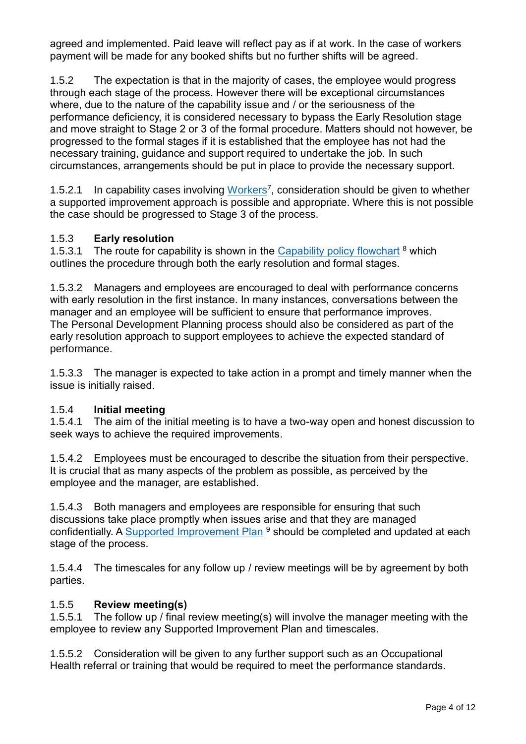agreed and implemented. Paid leave will reflect pay as if at work. In the case of workers payment will be made for any booked shifts but no further shifts will be agreed.

1.5.2 The expectation is that in the majority of cases, the employee would progress through each stage of the process. However there will be exceptional circumstances where, due to the nature of the capability issue and / or the seriousness of the performance deficiency, it is considered necessary to bypass the Early Resolution stage and move straight to Stage 2 or 3 of the formal procedure. Matters should not however, be progressed to the formal stages if it is established that the employee has not had the necessary training, guidance and support required to undertake the job. In such circumstances, arrangements should be put in place to provide the necessary support.

1.5.2.1 In capability cases involving Workers[7], consideration should be given to whether a supported improvement approach is possible and appropriate. Where this is not possible the case should be progressed to Stage 3 of the process.

### 1.5.3 Early resolution

1.5.3.1 The route for capability is shown in the Capability policy flowchart [8] which outlines the procedure through both the early resolution and formal stages.

1.5.3.2 Managers and employees are encouraged to deal with performance concerns with early resolution in the first instance. In many instances, conversations between the manager and an employee will be sufficient to ensure that performance improves. The Personal Development Planning process should also be considered as part of the early resolution approach to support employees to achieve the expected standard of performance.

1.5.3.3 The manager is expected to take action in a prompt and timely manner when the issue is initially raised.

### 1.5.4 Initial meeting

1.5.4.1 The aim of the initial meeting is to have a two-way open and honest discussion to seek ways to achieve the required improvements.

1.5.4.2 Employees must be encouraged to describe the situation from their perspective. It is crucial that as many aspects of the problem as possible, as perceived by the employee and the manager, are established.

1.5.4.3 Both managers and employees are responsible for ensuring that such discussions take place promptly when issues arise and that they are managed confidentially. A Supported Improvement Plan [9] should be completed and updated at each stage of the process.

1.5.4.4 The timescales for any follow up / review meetings will be by agreement by both parties.

### 1.5.5 Review meeting(s)

1.5.5.1 The follow up / final review meeting(s) will involve the manager meeting with the employee to review any Supported Improvement Plan and timescales.

1.5.5.2 Consideration will be given to any further support such as an Occupational Health referral or training that would be required to meet the performance standards.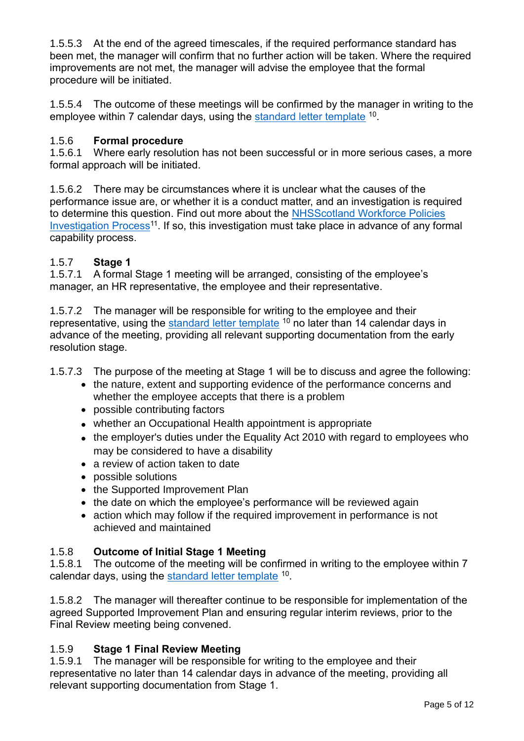1.5.5.3 At the end of the agreed timescales, if the required performance standard has been met, the manager will confirm that no further action will be taken. Where the required improvements are not met, the manager will advise the employee that the formal procedure will be initiated.

1.5.5.4 The outcome of these meetings will be confirmed by the manager in writing to the employee within 7 calendar days, using the standard letter template [10].

### 1.5.6 Formal procedure

1.5.6.1 Where early resolution has not been successful or in more serious cases, a more formal approach will be initiated.

1.5.6.2 There may be circumstances where it is unclear what the causes of the performance issue are, or whether it is a conduct matter, and an investigation is required to determine this question. Find out more about the NHSScotland Workforce Policies Investigation Process[11]. If so, this investigation must take place in advance of any formal capability process.

### 1.5.7 Stage 1

1.5.7.1 A formal Stage 1 meeting will be arranged, consisting of the employee's manager, an HR representative, the employee and their representative.

1.5.7.2 The manager will be responsible for writing to the employee and their representative, using the standard letter template [10] no later than 14 calendar days in advance of the meeting, providing all relevant supporting documentation from the early resolution stage.

1.5.7.3 The purpose of the meeting at Stage 1 will be to discuss and agree the following:

- the nature, extent and supporting evidence of the performance concerns and whether the employee accepts that there is a problem
- possible contributing factors
- whether an Occupational Health appointment is appropriate
- the employer's duties under the Equality Act 2010 with regard to employees who may be considered to have a disability
- a review of action taken to date
- possible solutions
- the Supported Improvement Plan
- the date on which the employee's performance will be reviewed again
- action which may follow if the required improvement in performance is not achieved and maintained

### 1.5.8 Outcome of Initial Stage 1 Meeting

1.5.8.1 The outcome of the meeting will be confirmed in writing to the employee within 7 calendar days, using the standard letter template [10].

1.5.8.2 The manager will thereafter continue to be responsible for implementation of the agreed Supported Improvement Plan and ensuring regular interim reviews, prior to the Final Review meeting being convened.

### 1.5.9 Stage 1 Final Review Meeting

1.5.9.1 The manager will be responsible for writing to the employee and their representative no later than 14 calendar days in advance of the meeting, providing all relevant supporting documentation from Stage 1.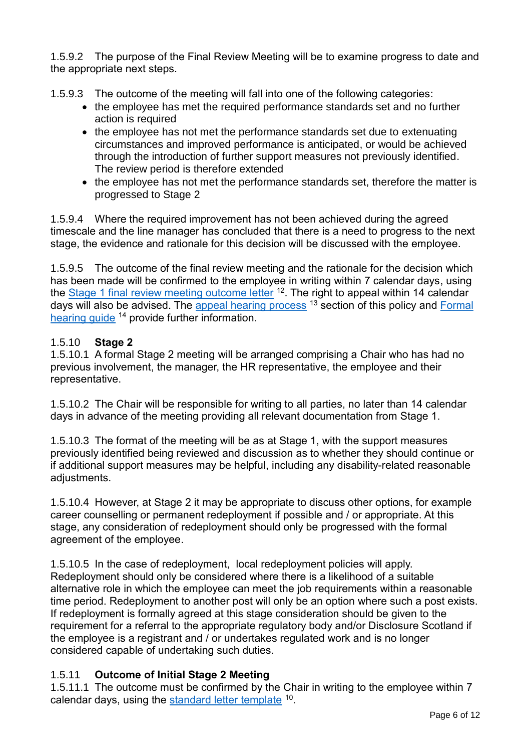1.5.9.2 The purpose of the Final Review Meeting will be to examine progress to date and the appropriate next steps.

1.5.9.3 The outcome of the meeting will fall into one of the following categories:

- the employee has met the required performance standards set and no further action is required
- the employee has not met the performance standards set due to extenuating circumstances and improved performance is anticipated, or would be achieved through the introduction of further support measures not previously identified. The review period is therefore extended
- the employee has not met the performance standards set, therefore the matter is progressed to Stage 2

1.5.9.4 Where the required improvement has not been achieved during the agreed timescale and the line manager has concluded that there is a need to progress to the next stage, the evidence and rationale for this decision will be discussed with the employee.

1.5.9.5 The outcome of the final review meeting and the rationale for the decision which has been made will be confirmed to the employee in writing within 7 calendar days, using the Stage 1 final review meeting outcome letter [12]. The right to appeal within 14 calendar days will also be advised. The appeal hearing process [13] section of this policy and Formal hearing guide [14] provide further information.

1.5.10 **Stage 2**

1.5.10.1 A formal Stage 2 meeting will be arranged comprising a Chair who has had no previous involvement, the manager, the HR representative, the employee and their representative.

1.5.10.2 The Chair will be responsible for writing to all parties, no later than 14 calendar days in advance of the meeting providing all relevant documentation from Stage 1.

1.5.10.3 The format of the meeting will be as at Stage 1, with the support measures previously identified being reviewed and discussion as to whether they should continue or if additional support measures may be helpful, including any disability-related reasonable adjustments.

1.5.10.4 However, at Stage 2 it may be appropriate to discuss other options, for example career counselling or permanent redeployment if possible and / or appropriate. At this stage, any consideration of redeployment should only be progressed with the formal agreement of the employee.

1.5.10.5 In the case of redeployment, local redeployment policies will apply. Redeployment should only be considered where there is a likelihood of a suitable alternative role in which the employee can meet the job requirements within a reasonable time period. Redeployment to another post will only be an option where such a post exists. If redeployment is formally agreed at this stage consideration should be given to the requirement for a referral to the appropriate regulatory body and/or Disclosure Scotland if the employee is a registrant and / or undertakes regulated work and is no longer considered capable of undertaking such duties.

1.5.11 **Outcome of Initial Stage 2 Meeting**

1.5.11.1 The outcome must be confirmed by the Chair in writing to the employee within 7 calendar days, using the standard letter template [10].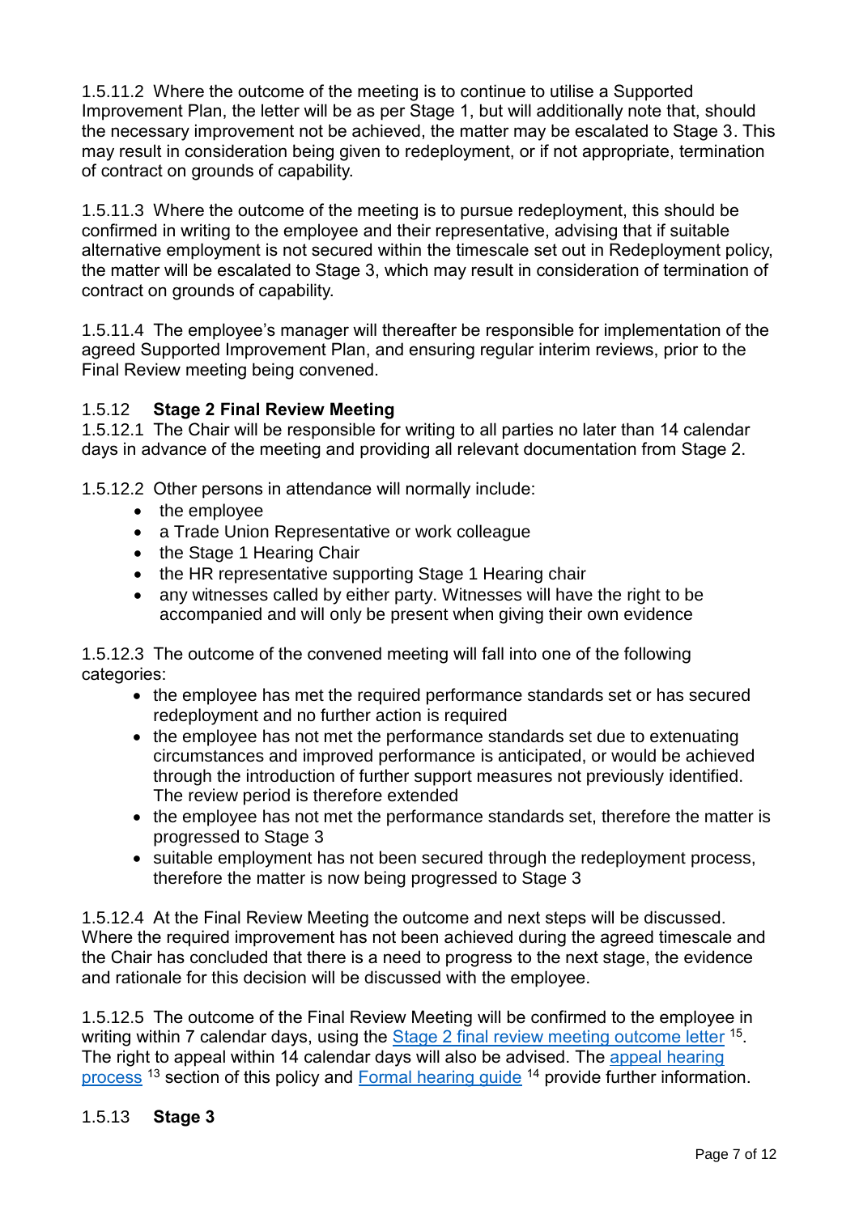1.5.11.2 Where the outcome of the meeting is to continue to utilise a Supported Improvement Plan, the letter will be as per Stage 1, but will additionally note that, should the necessary improvement not be achieved, the matter may be escalated to Stage 3. This may result in consideration being given to redeployment, or if not appropriate, termination of contract on grounds of capability.

1.5.11.3 Where the outcome of the meeting is to pursue redeployment, this should be confirmed in writing to the employee and their representative, advising that if suitable alternative employment is not secured within the timescale set out in Redeployment policy, the matter will be escalated to Stage 3, which may result in consideration of termination of contract on grounds of capability.

1.5.11.4 The employee's manager will thereafter be responsible for implementation of the agreed Supported Improvement Plan, and ensuring regular interim reviews, prior to the Final Review meeting being convened.

### 1.5.12 **Stage 2 Final Review Meeting**

1.5.12.1 The Chair will be responsible for writing to all parties no later than 14 calendar days in advance of the meeting and providing all relevant documentation from Stage 2.

1.5.12.2 Other persons in attendance will normally include:

- the employee
- a Trade Union Representative or work colleague
- the Stage 1 Hearing Chair
- the HR representative supporting Stage 1 Hearing chair
- any witnesses called by either party. Witnesses will have the right to be accompanied and will only be present when giving their own evidence

1.5.12.3 The outcome of the convened meeting will fall into one of the following categories:

- the employee has met the required performance standards set or has secured redeployment and no further action is required
- the employee has not met the performance standards set due to extenuating circumstances and improved performance is anticipated, or would be achieved through the introduction of further support measures not previously identified. The review period is therefore extended
- the employee has not met the performance standards set, therefore the matter is progressed to Stage 3
- suitable employment has not been secured through the redeployment process, therefore the matter is now being progressed to Stage 3

1.5.12.4 At the Final Review Meeting the outcome and next steps will be discussed. Where the required improvement has not been achieved during the agreed timescale and the Chair has concluded that there is a need to progress to the next stage, the evidence and rationale for this decision will be discussed with the employee.

1.5.12.5 The outcome of the Final Review Meeting will be confirmed to the employee in writing within 7 calendar days, using the Stage 2 final review meeting outcome letter [15]. The right to appeal within 14 calendar days will also be advised. The appeal hearing process [13] section of this policy and Formal hearing guide [14] provide further information.

### 1.5.13 **Stage 3**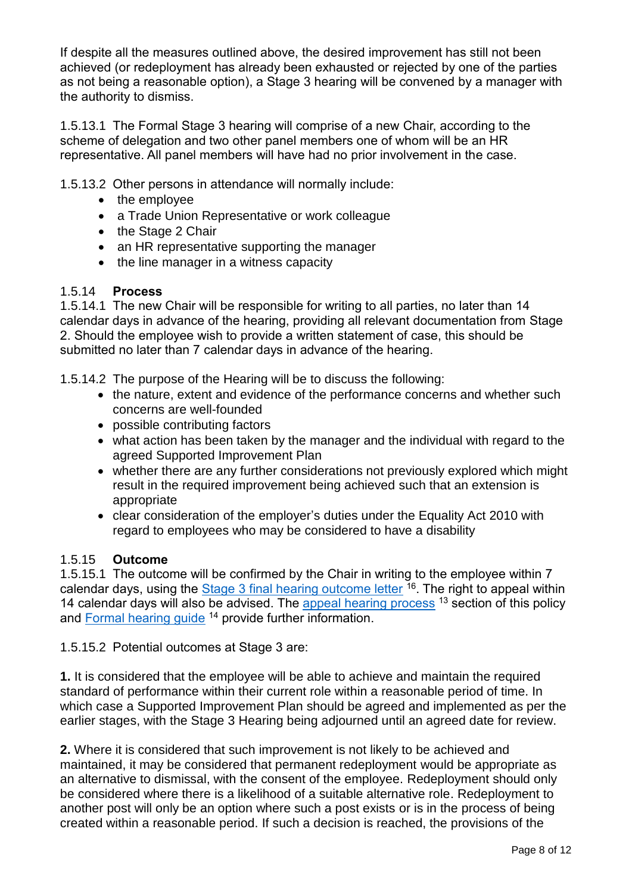If despite all the measures outlined above, the desired improvement has still not been achieved (or redeployment has already been exhausted or rejected by one of the parties as not being a reasonable option), a Stage 3 hearing will be convened by a manager with the authority to dismiss.

1.5.13.1 The Formal Stage 3 hearing will comprise of a new Chair, according to the scheme of delegation and two other panel members one of whom will be an HR representative. All panel members will have had no prior involvement in the case.

1.5.13.2 Other persons in attendance will normally include:

- the employee
- a Trade Union Representative or work colleague
- the Stage 2 Chair
- an HR representative supporting the manager
- the line manager in a witness capacity

### 1.5.14 Process

1.5.14.1 The new Chair will be responsible for writing to all parties, no later than 14 calendar days in advance of the hearing, providing all relevant documentation from Stage 2. Should the employee wish to provide a written statement of case, this should be submitted no later than 7 calendar days in advance of the hearing.

1.5.14.2 The purpose of the Hearing will be to discuss the following:

- the nature, extent and evidence of the performance concerns and whether such concerns are well-founded
- possible contributing factors
- what action has been taken by the manager and the individual with regard to the agreed Supported Improvement Plan
- whether there are any further considerations not previously explored which might result in the required improvement being achieved such that an extension is appropriate
- clear consideration of the employer's duties under the Equality Act 2010 with regard to employees who may be considered to have a disability

### 1.5.15 Outcome

1.5.15.1 The outcome will be confirmed by the Chair in writing to the employee within 7 calendar days, using the Stage 3 final hearing outcome letter [16]. The right to appeal within 14 calendar days will also be advised. The appeal hearing process [13] section of this policy and Formal hearing guide [14] provide further information.

1.5.15.2 Potential outcomes at Stage 3 are:

**1.** It is considered that the employee will be able to achieve and maintain the required standard of performance within their current role within a reasonable period of time. In which case a Supported Improvement Plan should be agreed and implemented as per the earlier stages, with the Stage 3 Hearing being adjourned until an agreed date for review.

**2.** Where it is considered that such improvement is not likely to be achieved and maintained, it may be considered that permanent redeployment would be appropriate as an alternative to dismissal, with the consent of the employee. Redeployment should only be considered where there is a likelihood of a suitable alternative role. Redeployment to another post will only be an option where such a post exists or is in the process of being created within a reasonable period. If such a decision is reached, the provisions of the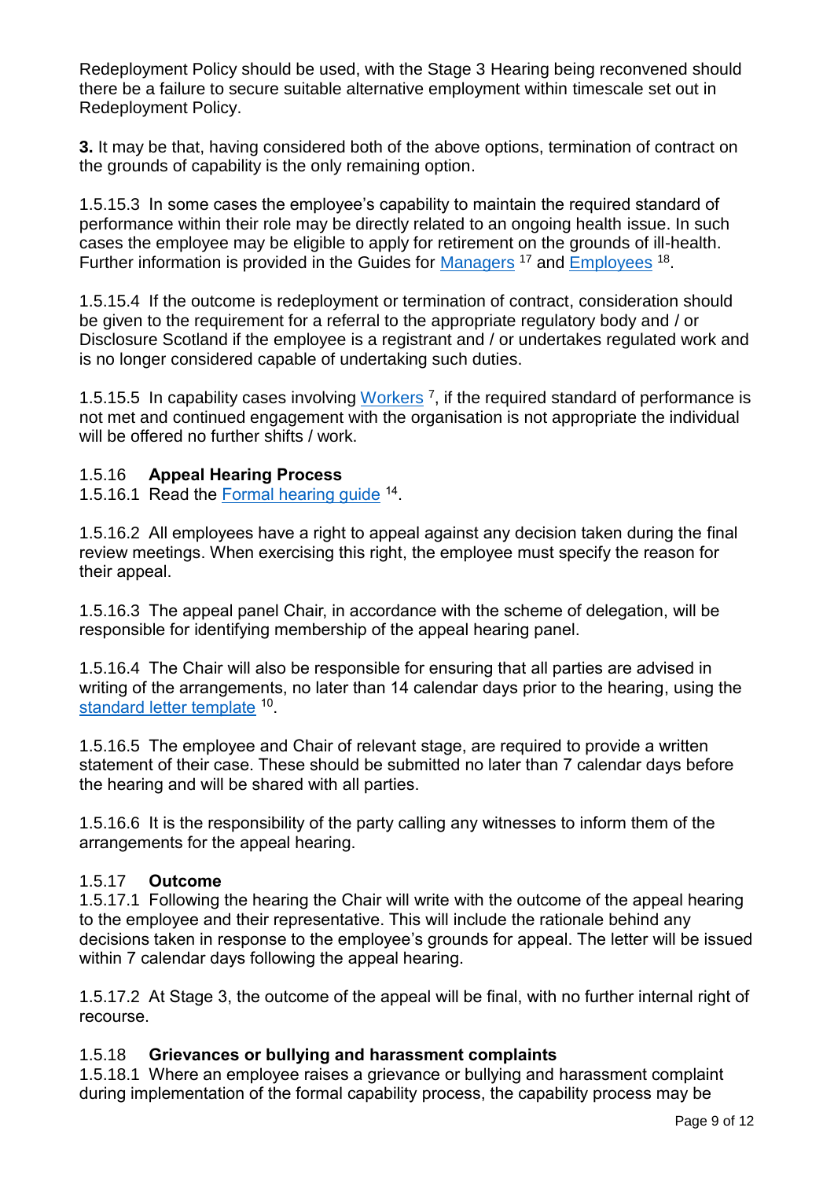Redeployment Policy should be used, with the Stage 3 Hearing being reconvened should there be a failure to secure suitable alternative employment within timescale set out in Redeployment Policy.

**3.** It may be that, having considered both of the above options, termination of contract on the grounds of capability is the only remaining option.

1.5.15.3 In some cases the employee's capability to maintain the required standard of performance within their role may be directly related to an ongoing health issue. In such cases the employee may be eligible to apply for retirement on the grounds of ill-health. Further information is provided in the Guides for Managers [17] and Employees [18].

1.5.15.4 If the outcome is redeployment or termination of contract, consideration should be given to the requirement for a referral to the appropriate regulatory body and / or Disclosure Scotland if the employee is a registrant and / or undertakes regulated work and is no longer considered capable of undertaking such duties.

1.5.15.5 In capability cases involving Workers [7], if the required standard of performance is not met and continued engagement with the organisation is not appropriate the individual will be offered no further shifts / work.

### 1.5.16 Appeal Hearing Process

1.5.16.1 Read the Formal hearing guide [14].

1.5.16.2 All employees have a right to appeal against any decision taken during the final review meetings. When exercising this right, the employee must specify the reason for their appeal.

1.5.16.3 The appeal panel Chair, in accordance with the scheme of delegation, will be responsible for identifying membership of the appeal hearing panel.

1.5.16.4 The Chair will also be responsible for ensuring that all parties are advised in writing of the arrangements, no later than 14 calendar days prior to the hearing, using the standard letter template [10].

1.5.16.5 The employee and Chair of relevant stage, are required to provide a written statement of their case. These should be submitted no later than 7 calendar days before the hearing and will be shared with all parties.

1.5.16.6 It is the responsibility of the party calling any witnesses to inform them of the arrangements for the appeal hearing.

### 1.5.17 Outcome

1.5.17.1 Following the hearing the Chair will write with the outcome of the appeal hearing to the employee and their representative. This will include the rationale behind any decisions taken in response to the employee's grounds for appeal. The letter will be issued within 7 calendar days following the appeal hearing.

1.5.17.2 At Stage 3, the outcome of the appeal will be final, with no further internal right of recourse.

### 1.5.18 Grievances or bullying and harassment complaints

1.5.18.1 Where an employee raises a grievance or bullying and harassment complaint during implementation of the formal capability process, the capability process may be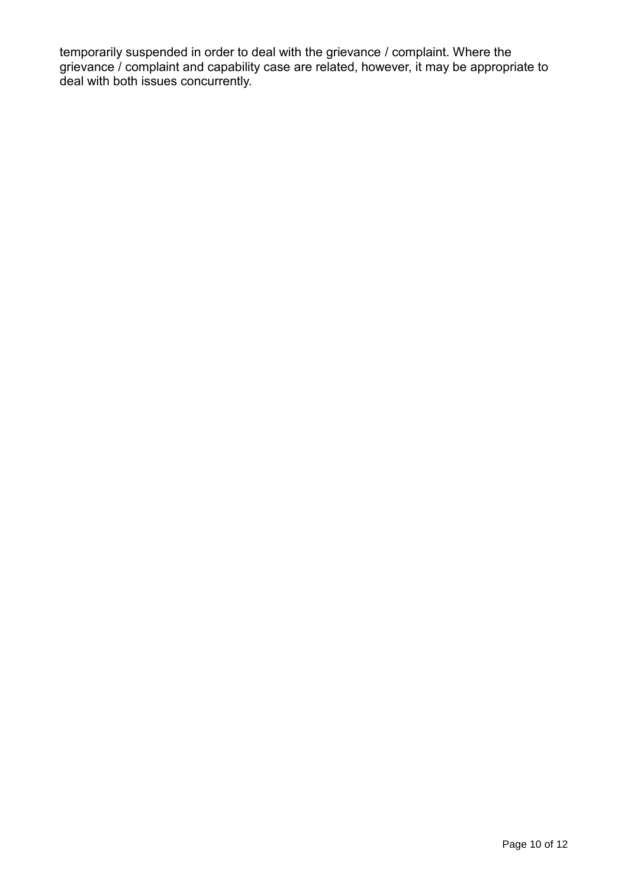temporarily suspended in order to deal with the grievance / complaint. Where the grievance / complaint and capability case are related, however, it may be appropriate to deal with both issues concurrently.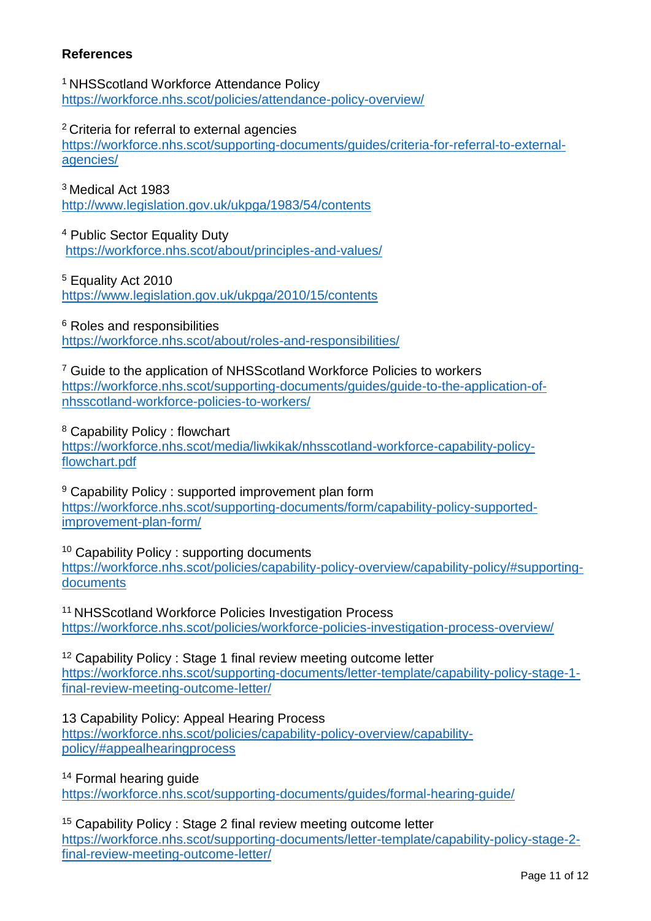**References**

[1] NHSScotland Workforce Attendance Policy
https://workforce.nhs.scot/policies/attendance-policy-overview/

[2] Criteria for referral to external agencies
https://workforce.nhs.scot/supporting-documents/guides/criteria-for-referral-to-external-agencies/

[3] Medical Act 1983
http://www.legislation.gov.uk/ukpga/1983/54/contents

[4] Public Sector Equality Duty
https://workforce.nhs.scot/about/principles-and-values/

[5] Equality Act 2010
https://www.legislation.gov.uk/ukpga/2010/15/contents

[6] Roles and responsibilities
https://workforce.nhs.scot/about/roles-and-responsibilities/

[7] Guide to the application of NHSScotland Workforce Policies to workers
https://workforce.nhs.scot/supporting-documents/guides/guide-to-the-application-of-nhsscotland-workforce-policies-to-workers/

[8] Capability Policy : flowchart
https://workforce.nhs.scot/media/liwkikak/nhsscotland-workforce-capability-policy-flowchart.pdf

[9] Capability Policy : supported improvement plan form
https://workforce.nhs.scot/supporting-documents/form/capability-policy-supported-improvement-plan-form/

[10] Capability Policy : supporting documents
https://workforce.nhs.scot/policies/capability-policy-overview/capability-policy/#supporting-documents

[11] NHSScotland Workforce Policies Investigation Process
https://workforce.nhs.scot/policies/workforce-policies-investigation-process-overview/

[12] Capability Policy : Stage 1 final review meeting outcome letter
https://workforce.nhs.scot/supporting-documents/letter-template/capability-policy-stage-1-final-review-meeting-outcome-letter/

13 Capability Policy: Appeal Hearing Process
https://workforce.nhs.scot/policies/capability-policy-overview/capability-policy/#appealhearingprocess

[14] Formal hearing guide
https://workforce.nhs.scot/supporting-documents/guides/formal-hearing-guide/

[15] Capability Policy : Stage 2 final review meeting outcome letter
https://workforce.nhs.scot/supporting-documents/letter-template/capability-policy-stage-2-final-review-meeting-outcome-letter/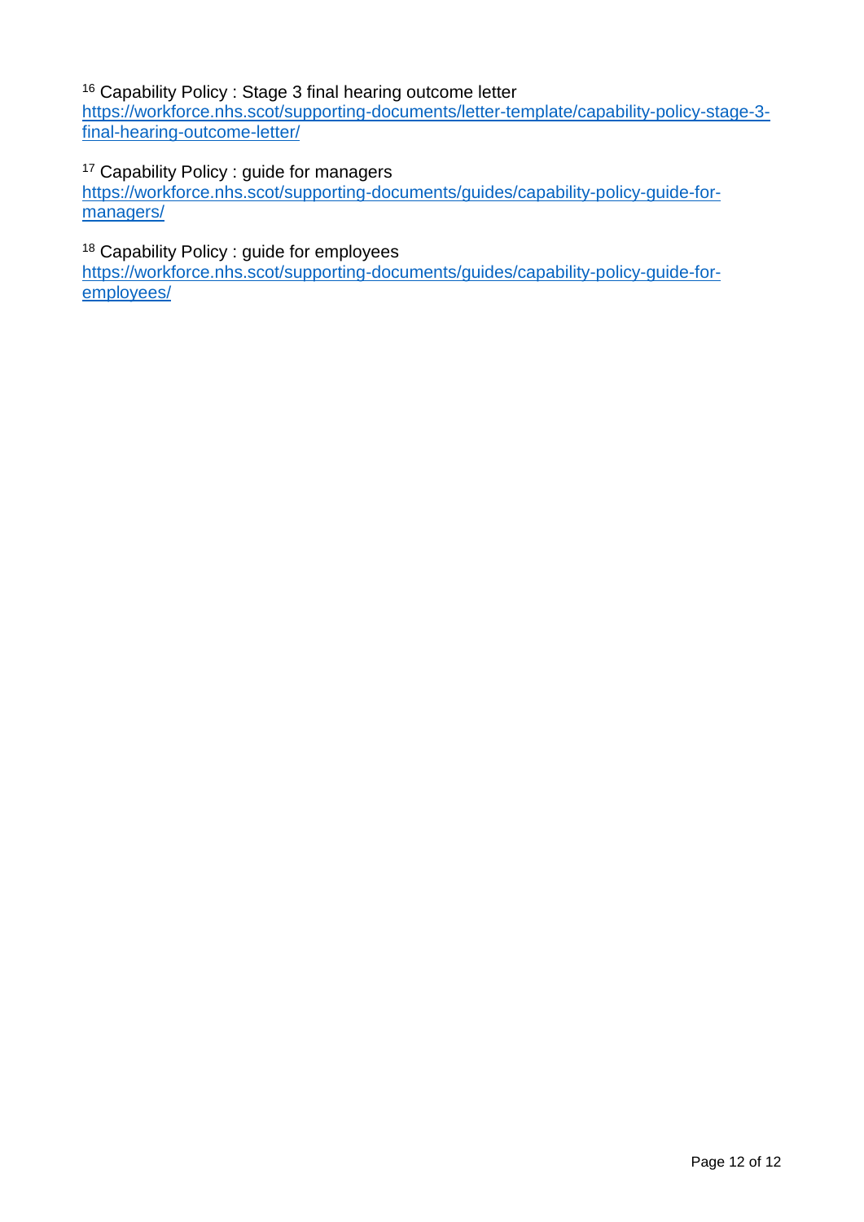[16] Capability Policy : Stage 3 final hearing outcome letter
https://workforce.nhs.scot/supporting-documents/letter-template/capability-policy-stage-3-final-hearing-outcome-letter/

[17] Capability Policy : guide for managers
https://workforce.nhs.scot/supporting-documents/guides/capability-policy-guide-for-managers/

[18] Capability Policy : guide for employees
https://workforce.nhs.scot/supporting-documents/guides/capability-policy-guide-for-employees/